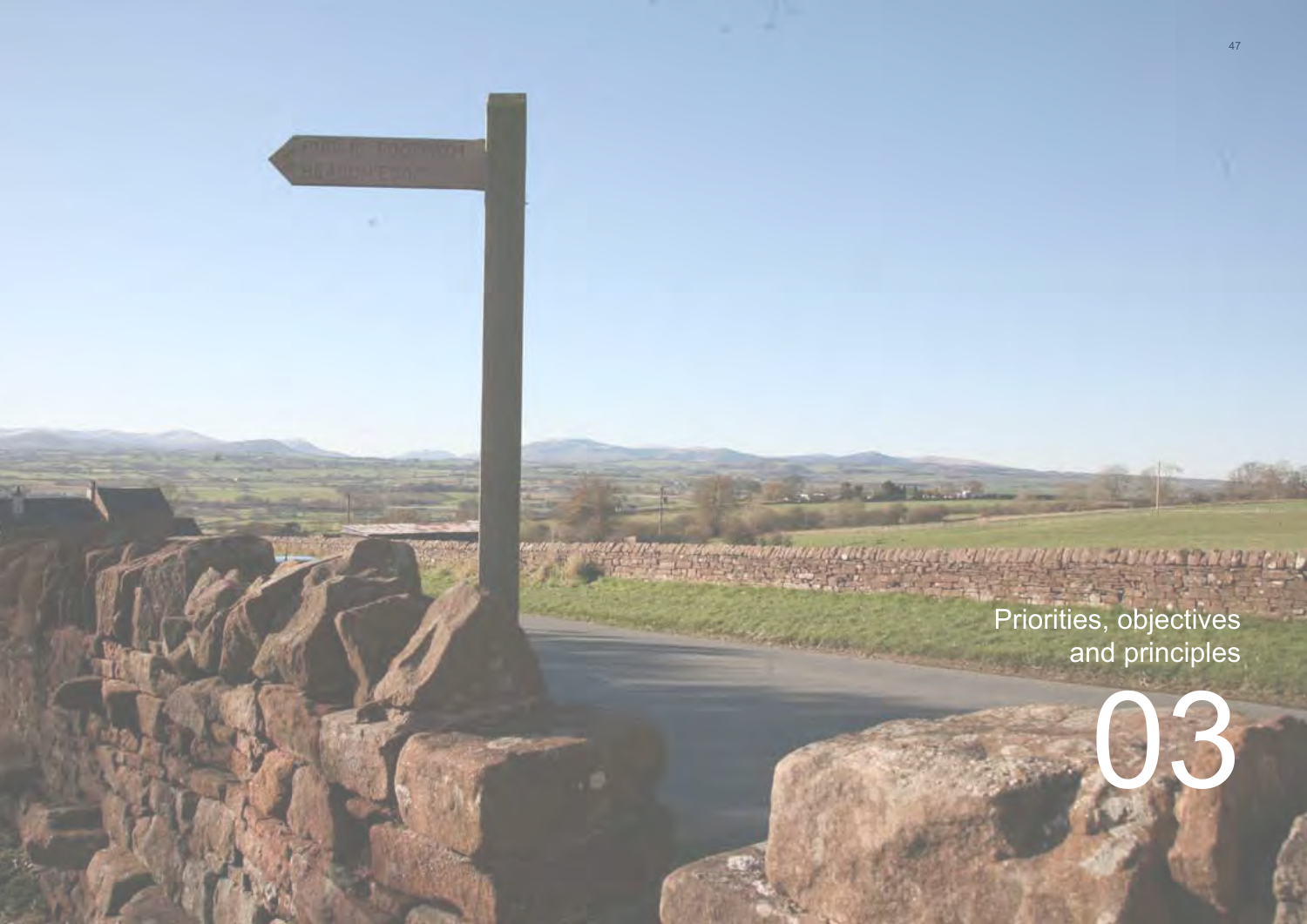# 03 Priorities, objectives and principles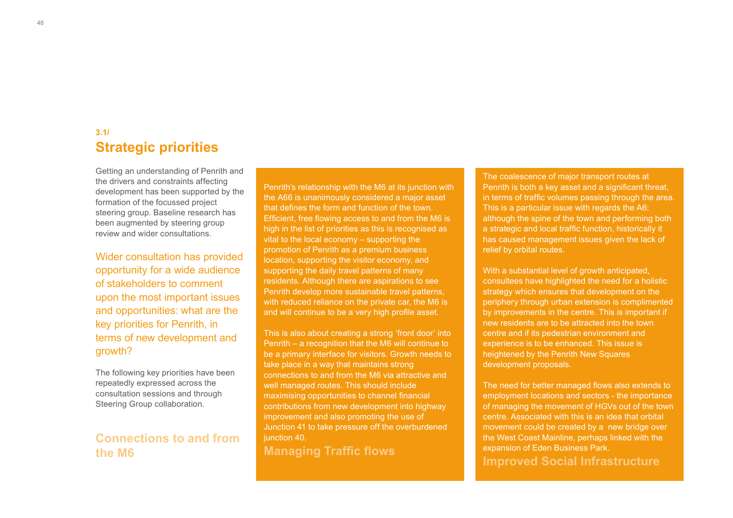3.1/

## Strategic priorities

Getting an understanding of Penrith and the drivers and constraints affecting development has been supported by the formation of the focussed project steering group. Baseline research has been augmented by steering group review and wider consultations.

Wider consultation has provided opportunity for a wide audience of stakeholders to comment upon the most important issues and opportunities: what are the key priorities for Penrith, in terms of new development and growth?

The following key priorities have been repeatedly expressed across the consultation sessions and through Steering Group collaboration.

### Connections to and from the M6

Penrith's relationship with the M6 at its junction with the A66 is unanimously considered a major asset that defines the form and function of the town. Efficient, free flowing access to and from the M6 is high in the list of priorities as this is recognised as vital to the local economy – supporting the promotion of Penrith as a premium business location, supporting the visitor economy, and supporting the daily travel patterns of many residents. Although there are aspirations to see Penrith develop more sustainable travel patterns, with reduced reliance on the private car, the M6 is and will continue to be a very high profile asset.

This is also about creating a strong 'front door' into Penrith – a recognition that the M6 will continue to be a primary interface for visitors. Growth needs to take place in a way that maintains strong connections to and from the M6 via attractive and well managed routes. This should include maximising opportunities to channel financial contributions from new development into highway improvement and also promoting the use of Junction 41 to take pressure off the overburdened junction 40.

### Managing Traffic flows

The coalescence of major transport routes at Penrith is both a key asset and a significant threat, in terms of traffic volumes passing through the area. This is a particular issue with regards the A6: although the spine of the town and performing both a strategic and local traffic function, historically it has caused management issues given the lack of relief by orbital routes.

With a substantial level of growth anticipated, consultees have highlighted the need for a holistic strategy which ensures that development on the periphery through urban extension is complimented by improvements in the centre. This is important if new residents are to be attracted into the town centre and if its pedestrian environment and experience is to be enhanced. This issue is heightened by the Penrith New Squares development proposals.

The need for better managed flows also extends to employment locations and sectors - the importance of managing the movement of HGVs out of the town centre. Associated with this is an idea that orbital movement could be created by a new bridge over the West Coast Mainline, perhaps linked with the expansion of Eden Business Park.

### Improved Social Infrastructure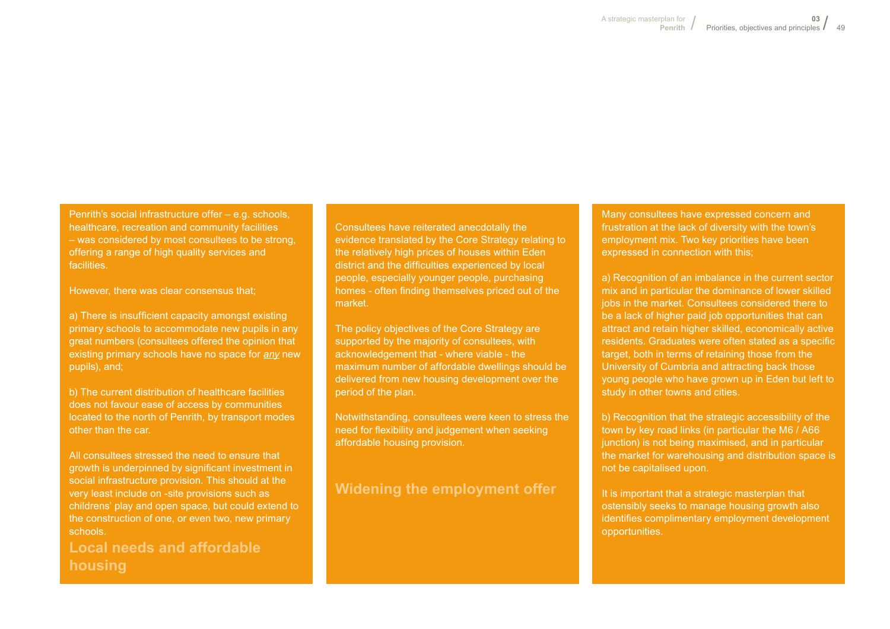Penrith's social infrastructure offer – e.g. schools, healthcare, recreation and community facilities – was considered by most consultees to be strong, offering a range of high quality services and facilities.

However, there was clear consensus that;

a) There is insufficient capacity amongst existing primary schools to accommodate new pupils in any great numbers (consultees offered the opinion that existing primary schools have no space for *any* new pupils), and;

b) The current distribution of healthcare facilities does not favour ease of access by communities located to the north of Penrith, by transport modes other than the car.

All consultees stressed the need to ensure that growth is underpinned by significant investment in social infrastructure provision. This should at the very least include on -site provisions such as childrens' play and open space, but could extend to the construction of one, or even two, new primary schools.

## Local needs and affordable housing

Consultees have reiterated anecdotally the evidence translated by the Core Strategy relating to the relatively high prices of houses within Eden district and the difficulties experienced by local people, especially younger people, purchasing homes - often finding themselves priced out of the market.

The policy objectives of the Core Strategy are supported by the majority of consultees, with acknowledgement that - where viable - the maximum number of affordable dwellings should be delivered from new housing development over the period of the plan.

Notwithstanding, consultees were keen to stress the need for flexibility and judgement when seeking affordable housing provision.

## Widening the employment offer

Many consultees have expressed concern and frustration at the lack of diversity with the town's employment mix. Two key priorities have been expressed in connection with this;

a) Recognition of an imbalance in the current sector mix and in particular the dominance of lower skilled jobs in the market. Consultees considered there to be a lack of higher paid job opportunities that can attract and retain higher skilled, economically active residents. Graduates were often stated as a specific target, both in terms of retaining those from the University of Cumbria and attracting back those young people who have grown up in Eden but left to study in other towns and cities.

b) Recognition that the strategic accessibility of the town by key road links (in particular the M6 / A66 junction) is not being maximised, and in particular the market for warehousing and distribution space is not be capitalised upon.

It is important that a strategic masterplan that ostensibly seeks to manage housing growth also identifies complimentary employment development opportunities.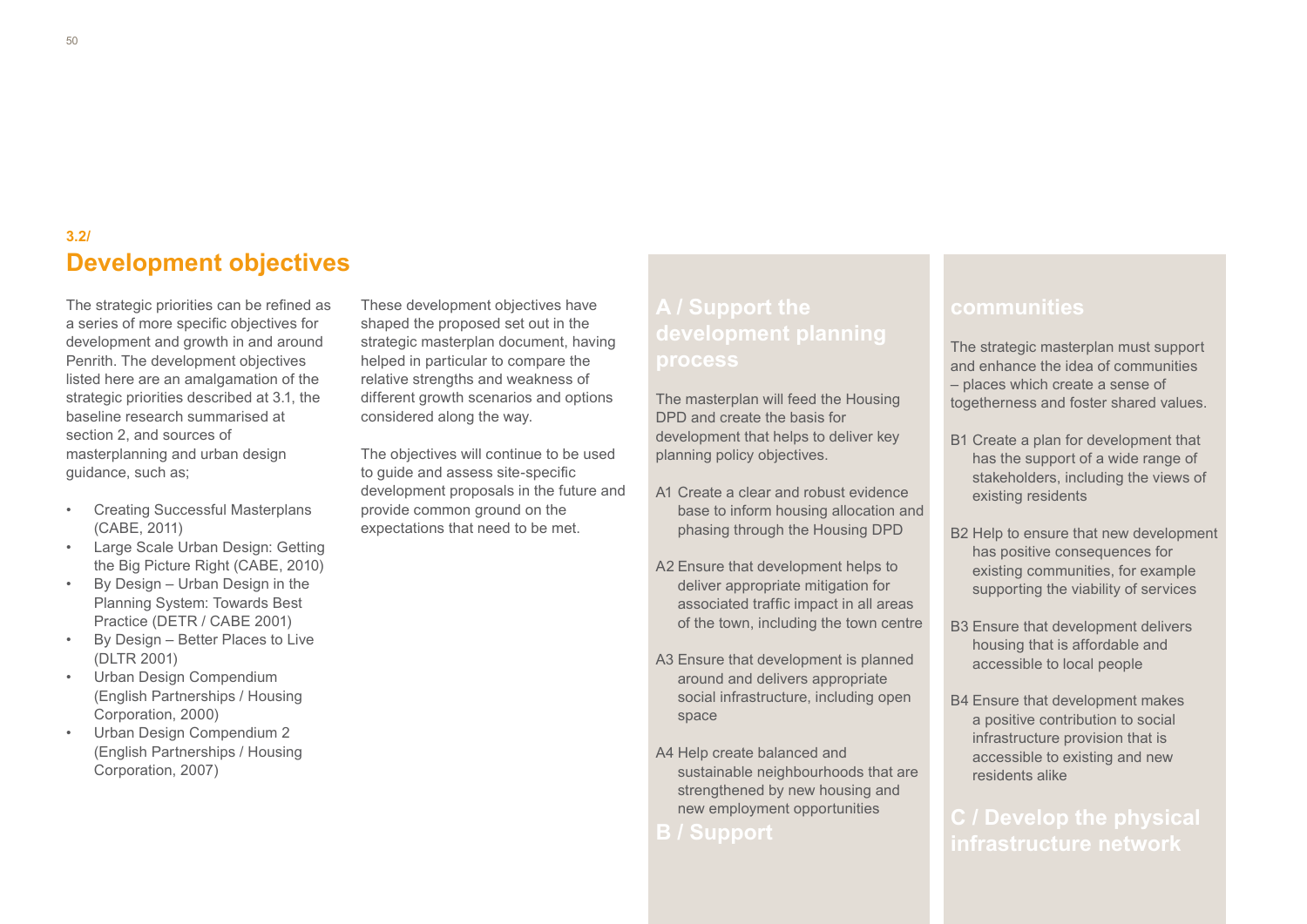## 3.2/
# Development objectives

The strategic priorities can be refined as a series of more specific objectives for development and growth in and around Penrith. The development objectives listed here are an amalgamation of the strategic priorities described at 3.1, the baseline research summarised at section 2, and sources of masterplanning and urban design guidance, such as;

- Creating Successful Masterplans (CABE, 2011)
- Large Scale Urban Design: Getting the Big Picture Right (CABE, 2010)
- By Design – Urban Design in the Planning System: Towards Best Practice (DETR / CABE 2001)
- By Design – Better Places to Live (DLTR 2001)
- Urban Design Compendium (English Partnerships / Housing Corporation, 2000)
- Urban Design Compendium 2 (English Partnerships / Housing Corporation, 2007)

These development objectives have shaped the proposed set out in the strategic masterplan document, having helped in particular to compare the relative strengths and weakness of different growth scenarios and options considered along the way.

The objectives will continue to be used to guide and assess site-specific development proposals in the future and provide common ground on the expectations that need to be met.

## A / Support the development planning process

The masterplan will feed the Housing DPD and create the basis for development that helps to deliver key planning policy objectives.

A1 Create a clear and robust evidence base to inform housing allocation and phasing through the Housing DPD

A2 Ensure that development helps to deliver appropriate mitigation for associated traffic impact in all areas of the town, including the town centre

A3 Ensure that development is planned around and delivers appropriate social infrastructure, including open space

A4 Help create balanced and sustainable neighbourhoods that are strengthened by new housing and new employment opportunities

## B / Support communities

The strategic masterplan must support and enhance the idea of communities – places which create a sense of togetherness and foster shared values.

B1 Create a plan for development that has the support of a wide range of stakeholders, including the views of existing residents

B2 Help to ensure that new development has positive consequences for existing communities, for example supporting the viability of services

B3 Ensure that development delivers housing that is affordable and accessible to local people

B4 Ensure that development makes a positive contribution to social infrastructure provision that is accessible to existing and new residents alike

## C / Develop the physical infrastructure network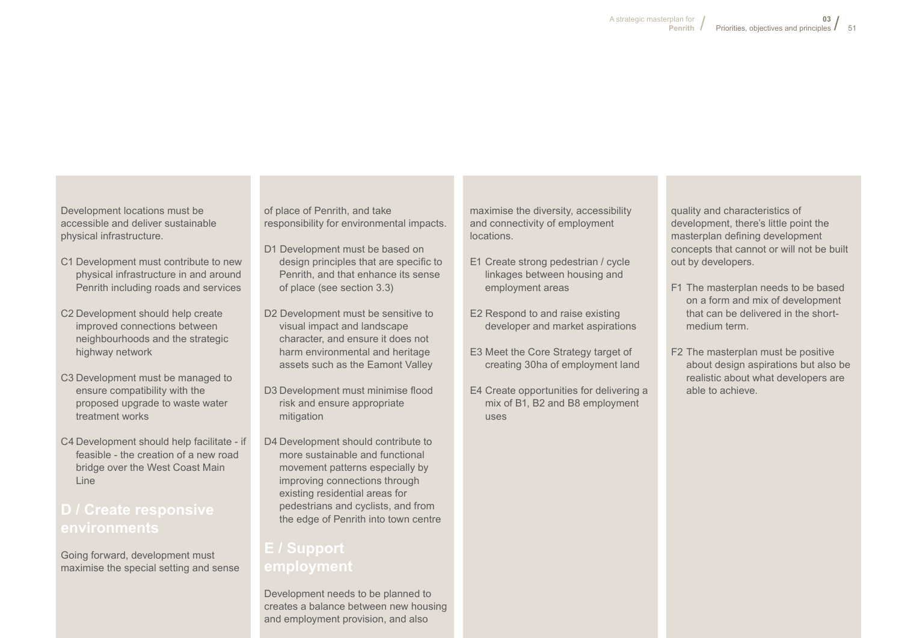Development locations must be accessible and deliver sustainable physical infrastructure.

C1 Development must contribute to new physical infrastructure in and around Penrith including roads and services

C2 Development should help create improved connections between neighbourhoods and the strategic highway network

C3 Development must be managed to ensure compatibility with the proposed upgrade to waste water treatment works

C4 Development should help facilitate - if feasible - the creation of a new road bridge over the West Coast Main Line

## D / Create responsive environments

Going forward, development must maximise the special setting and sense of place of Penrith, and take responsibility for environmental impacts.

D1 Development must be based on design principles that are specific to Penrith, and that enhance its sense of place (see section 3.3)

D2 Development must be sensitive to visual impact and landscape character, and ensure it does not harm environmental and heritage assets such as the Eamont Valley

D3 Development must minimise flood risk and ensure appropriate mitigation

D4 Development should contribute to more sustainable and functional movement patterns especially by improving connections through existing residential areas for pedestrians and cyclists, and from the edge of Penrith into town centre

## E / Support employment

Development needs to be planned to creates a balance between new housing and employment provision, and also maximise the diversity, accessibility and connectivity of employment locations.

E1 Create strong pedestrian / cycle linkages between housing and employment areas

E2 Respond to and raise existing developer and market aspirations

E3 Meet the Core Strategy target of creating 30ha of employment land

E4 Create opportunities for delivering a mix of B1, B2 and B8 employment uses

quality and characteristics of development, there's little point the masterplan defining development concepts that cannot or will not be built out by developers.

F1 The masterplan needs to be based on a form and mix of development that can be delivered in the short-medium term.

F2 The masterplan must be positive about design aspirations but also be realistic about what developers are able to achieve.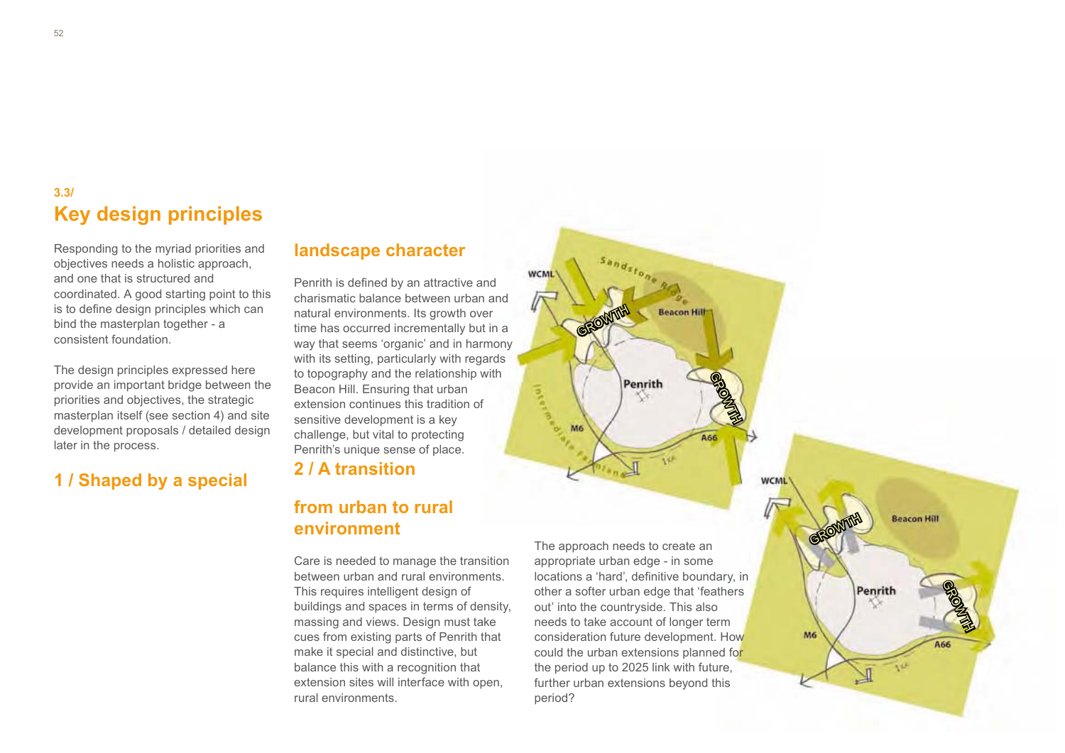3.3/

## Key design principles

Responding to the myriad priorities and objectives needs a holistic approach, and one that is structured and coordinated. A good starting point to this is to define design principles which can bind the masterplan together - a consistent foundation.

The design principles expressed here provide an important bridge between the priorities and objectives, the strategic masterplan itself (see section 4) and site development proposals / detailed design later in the process.

### 1 / Shaped by a special landscape character

Penrith is defined by an attractive and charismatic balance between urban and natural environments. Its growth over time has occurred incrementally but in a way that seems 'organic' and in harmony with its setting, particularly with regards to topography and the relationship with Beacon Hill. Ensuring that urban extension continues this tradition of sensitive development is a key challenge, but vital to protecting Penrith's unique sense of place.

### 2 / A transition from urban to rural environment

Care is needed to manage the transition between urban and rural environments. This requires intelligent design of buildings and spaces in terms of density, massing and views. Design must take cues from existing parts of Penrith that make it special and distinctive, but balance this with a recognition that extension sites will interface with open, rural environments.

The approach needs to create an appropriate urban edge - in some locations a 'hard', definitive boundary, in other a softer urban edge that 'feathers out' into the countryside. This also needs to take account of longer term consideration future development. How could the urban extensions planned for the period up to 2025 link with future, further urban extensions beyond this period?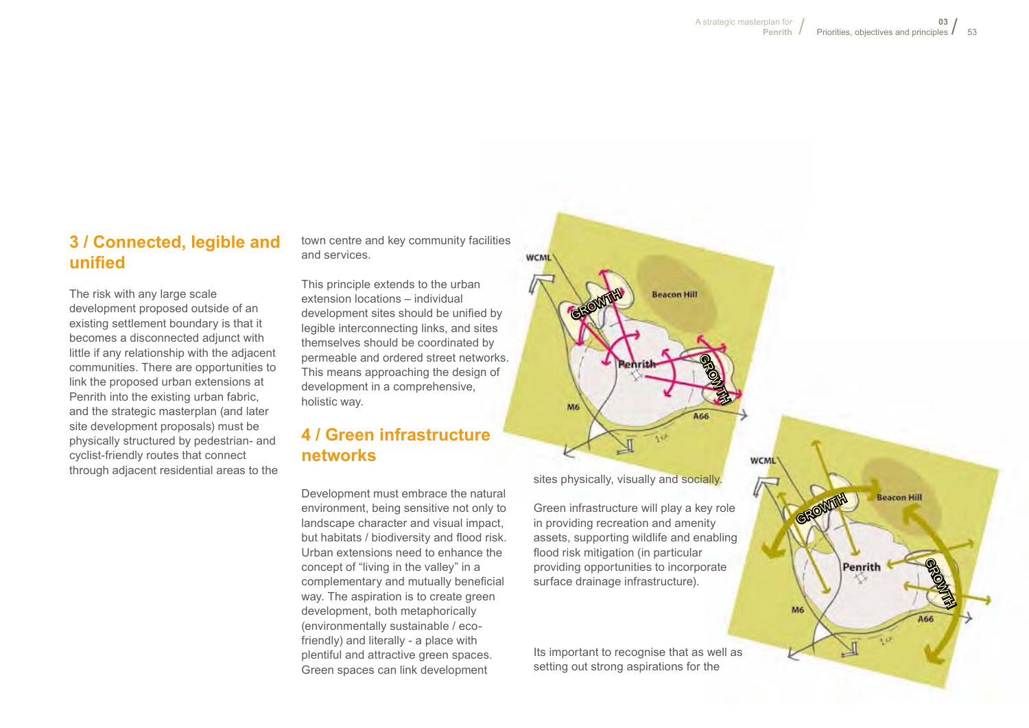## 3 / Connected, legible and unified

The risk with any large scale development proposed outside of an existing settlement boundary is that it becomes a disconnected adjunct with little if any relationship with the adjacent communities. There are opportunities to link the proposed urban extensions at Penrith into the existing urban fabric, and the strategic masterplan (and later site development proposals) must be physically structured by pedestrian- and cyclist-friendly routes that connect through adjacent residential areas to the town centre and key community facilities and services.

This principle extends to the urban extension locations – individual development sites should be unified by legible interconnecting links, and sites themselves should be coordinated by permeable and ordered street networks. This means approaching the design of development in a comprehensive, holistic way.

## 4 / Green infrastructure networks

Development must embrace the natural environment, being sensitive not only to landscape character and visual impact, but habitats / biodiversity and flood risk. Urban extensions need to enhance the concept of “living in the valley” in a complementary and mutually beneficial way. The aspiration is to create green development, both metaphorically (environmentally sustainable / eco-friendly) and literally - a place with plentiful and attractive green spaces. Green spaces can link development sites physically, visually and socially.

Green infrastructure will play a key role in providing recreation and amenity assets, supporting wildlife and enabling flood risk mitigation (in particular providing opportunities to incorporate surface drainage infrastructure).

Its important to recognise that as well as setting out strong aspirations for the